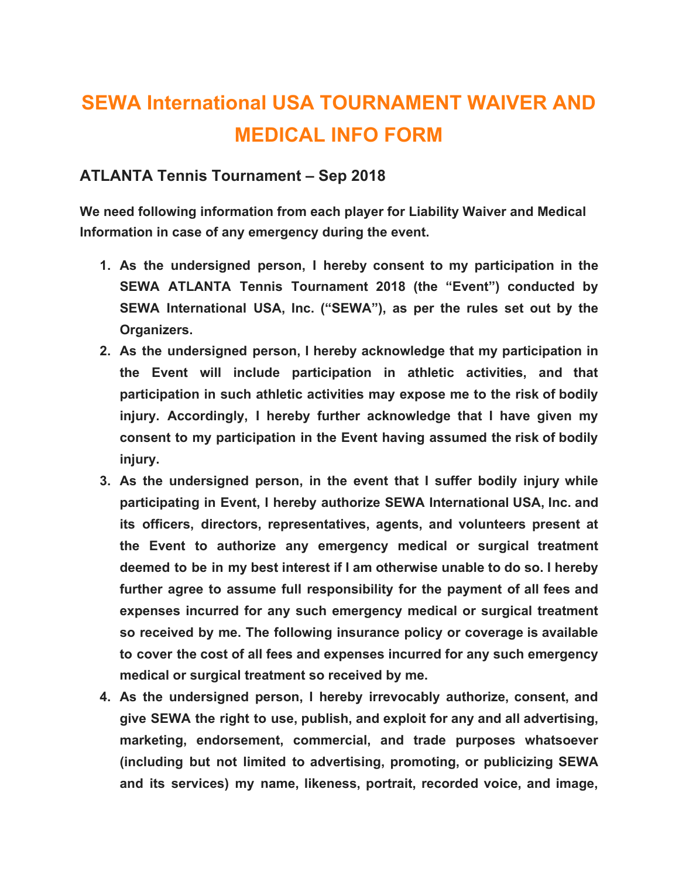# SEWA International USA TOURNAMENT WAIVER AND MEDICAL INFO FORM

## ATLANTA Tennis Tournament – Sep 2018

**We need following information from each player for Liability Waiver and Medical Information in case of any emergency during the event.**

1. **As the undersigned person, I hereby consent to my participation in the SEWA ATLANTA Tennis Tournament 2018 (the "Event") conducted by SEWA International USA, Inc. ("SEWA"), as per the rules set out by the Organizers.**
2. **As the undersigned person, I hereby acknowledge that my participation in the Event will include participation in athletic activities, and that participation in such athletic activities may expose me to the risk of bodily injury. Accordingly, I hereby further acknowledge that I have given my consent to my participation in the Event having assumed the risk of bodily injury.**
3. **As the undersigned person, in the event that I suffer bodily injury while participating in Event, I hereby authorize SEWA International USA, Inc. and its officers, directors, representatives, agents, and volunteers present at the Event to authorize any emergency medical or surgical treatment deemed to be in my best interest if I am otherwise unable to do so. I hereby further agree to assume full responsibility for the payment of all fees and expenses incurred for any such emergency medical or surgical treatment so received by me. The following insurance policy or coverage is available to cover the cost of all fees and expenses incurred for any such emergency medical or surgical treatment so received by me.**
4. **As the undersigned person, I hereby irrevocably authorize, consent, and give SEWA the right to use, publish, and exploit for any and all advertising, marketing, endorsement, commercial, and trade purposes whatsoever (including but not limited to advertising, promoting, or publicizing SEWA and its services) my name, likeness, portrait, recorded voice, and image,**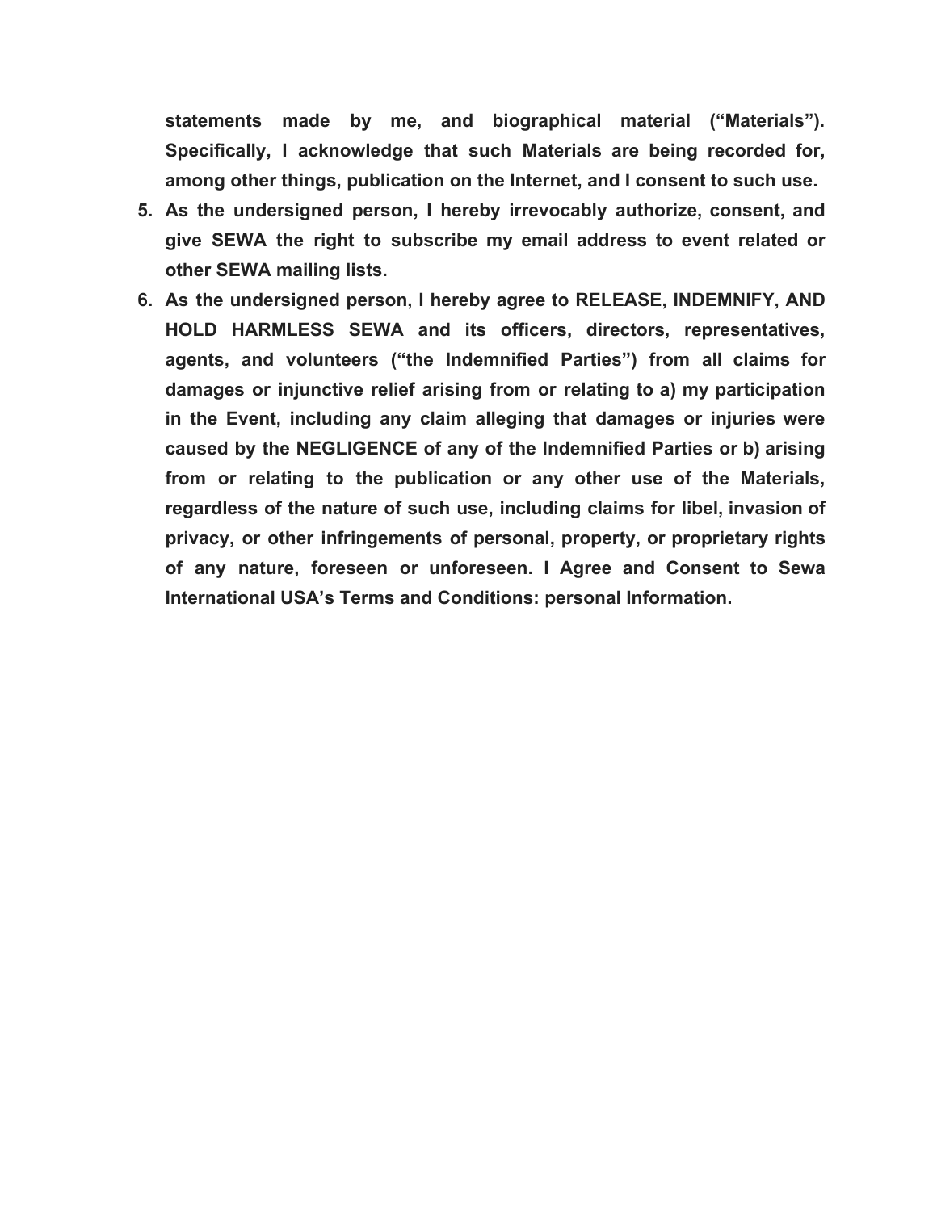**statements made by me, and biographical material ("Materials"). Specifically, I acknowledge that such Materials are being recorded for, among other things, publication on the Internet, and I consent to such use.**

5. **As the undersigned person, I hereby irrevocably authorize, consent, and give SEWA the right to subscribe my email address to event related or other SEWA mailing lists.**
6. **As the undersigned person, I hereby agree to RELEASE, INDEMNIFY, AND HOLD HARMLESS SEWA and its officers, directors, representatives, agents, and volunteers ("the Indemnified Parties") from all claims for damages or injunctive relief arising from or relating to a) my participation in the Event, including any claim alleging that damages or injuries were caused by the NEGLIGENCE of any of the Indemnified Parties or b) arising from or relating to the publication or any other use of the Materials, regardless of the nature of such use, including claims for libel, invasion of privacy, or other infringements of personal, property, or proprietary rights of any nature, foreseen or unforeseen. I Agree and Consent to Sewa International USA's Terms and Conditions: personal Information.**